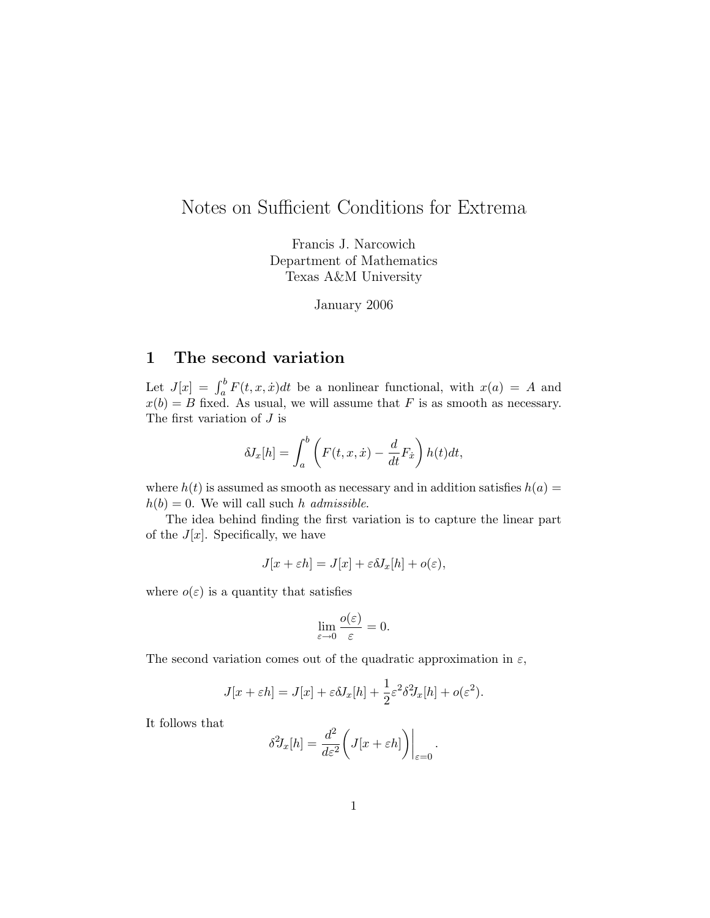// Notes on Sufficient Conditions for Extrema

Francis J. Narcowich
Department of Mathematics
Texas A&M University

January 2006

## 1 The second variation

Let $J[x] = \int_a^b F(t, x, \dot{x})dt$ be a nonlinear functional, with $x(a) = A$ and $x(b) = B$ fixed. As usual, we will assume that $F$ is as smooth as necessary. The first variation of $J$ is

$$\delta J_x[h] = \int_a^b \left( F(t, x, \dot{x}) - \frac{d}{dt} F_{\dot{x}} \right) h(t)dt,$$

where $h(t)$ is assumed as smooth as necessary and in addition satisfies $h(a) = h(b) = 0$. We will call such $h$ *admissible*.

The idea behind finding the first variation is to capture the linear part of the $J[x]$. Specifically, we have

$$J[x + \varepsilon h] = J[x] + \varepsilon \delta J_x[h] + o(\varepsilon),$$

where $o(\varepsilon)$ is a quantity that satisfies

$$\lim_{\varepsilon \to 0} \frac{o(\varepsilon)}{\varepsilon} = 0.$$

The second variation comes out of the quadratic approximation in $\varepsilon$,

$$J[x + \varepsilon h] = J[x] + \varepsilon \delta J_x[h] + \frac{1}{2} \varepsilon^2 \delta^2 J_x[h] + o(\varepsilon^2).$$

It follows that

$$\delta^2 J_x[h] = \frac{d^2}{d\varepsilon^2} \left( J[x + \varepsilon h] \right) \bigg|_{\varepsilon=0}.$$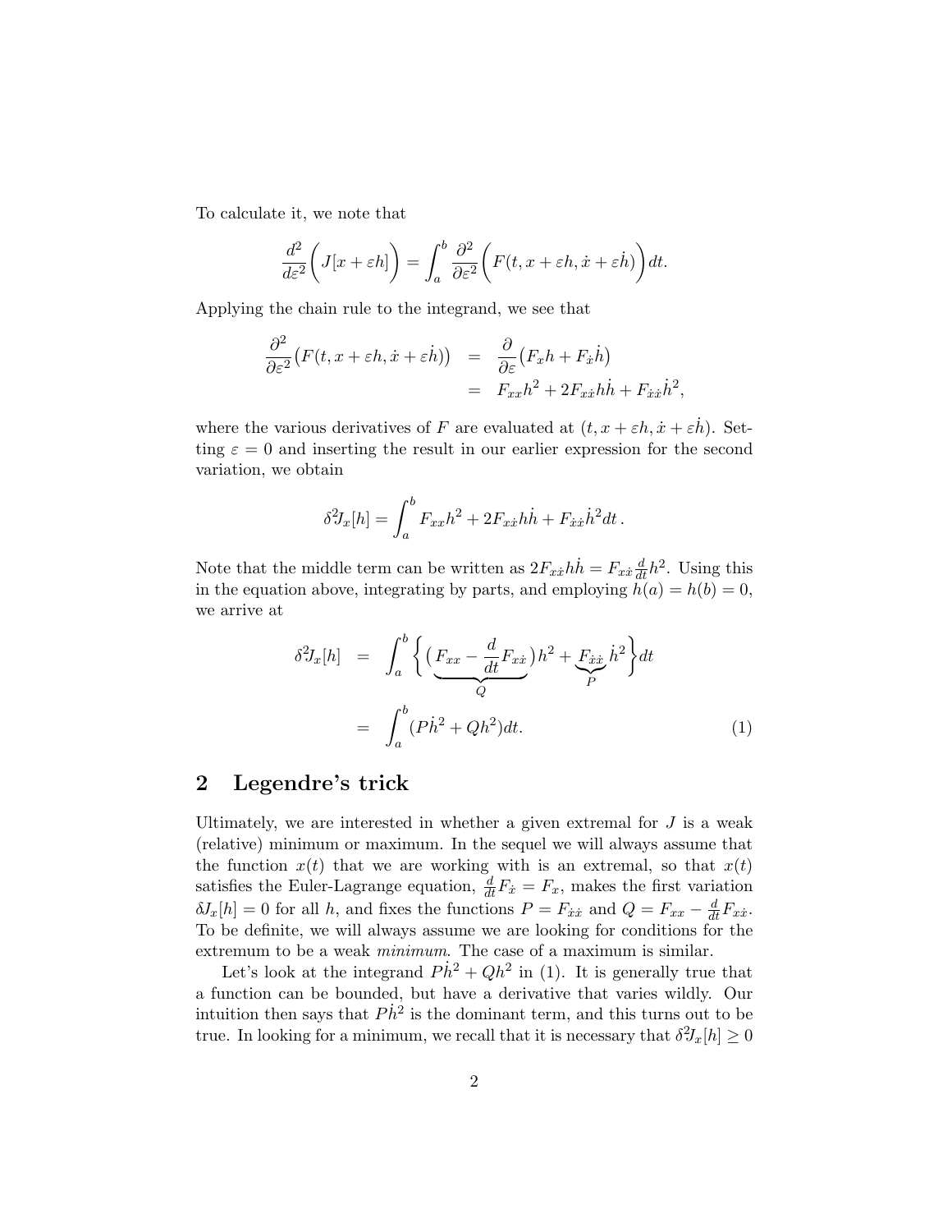To calculate it, we note that

$$\frac{d^2}{d\varepsilon^2}\Big(J[x+\varepsilon h]\Big) = \int_a^b \frac{\partial^2}{\partial \varepsilon^2}\Big(F(t, x+\varepsilon h, \dot{x}+\varepsilon \dot{h})\Big)dt.$$

Applying the chain rule to the integrand, we see that

$$\begin{aligned}\frac{\partial^2}{\partial \varepsilon^2}\big(F(t, x+\varepsilon h, \dot{x}+\varepsilon \dot{h})\big) &= \frac{\partial}{\partial \varepsilon}\big(F_x h + F_{\dot{x}}\dot{h}\big) \\ &= F_{xx}h^2 + 2F_{x\dot{x}}h\dot{h} + F_{\dot{x}\dot{x}}\dot{h}^2,\end{aligned}$$

where the various derivatives of $F$ are evaluated at $(t, x+\varepsilon h, \dot{x}+\varepsilon \dot{h})$. Setting $\varepsilon = 0$ and inserting the result in our earlier expression for the second variation, we obtain

$$\delta^2 J_x[h] = \int_a^b F_{xx}h^2 + 2F_{x\dot{x}}h\dot{h} + F_{\dot{x}\dot{x}}\dot{h}^2 dt\,.$$

Note that the middle term can be written as $2F_{x\dot{x}}h\dot{h} = F_{x\dot{x}}\frac{d}{dt}h^2$. Using this in the equation above, integrating by parts, and employing $h(a) = h(b) = 0$, we arrive at

$$\begin{aligned}\delta^2 J_x[h] &= \int_a^b \Big\{\big(\underbrace{F_{xx} - \frac{d}{dt}F_{x\dot{x}}}_{Q}\big)h^2 + \underbrace{F_{\dot{x}\dot{x}}}_{P}\dot{h}^2\Big\}dt \\ &= \int_a^b (P\dot{h}^2 + Qh^2)dt. \qquad (1)\end{aligned}$$

## 2 Legendre's trick

Ultimately, we are interested in whether a given extremal for $J$ is a weak (relative) minimum or maximum. In the sequel we will always assume that the function $x(t)$ that we are working with is an extremal, so that $x(t)$ satisfies the Euler-Lagrange equation, $\frac{d}{dt}F_{\dot{x}} = F_x$, makes the first variation $\delta J_x[h] = 0$ for all $h$, and fixes the functions $P = F_{\dot{x}\dot{x}}$ and $Q = F_{xx} - \frac{d}{dt}F_{x\dot{x}}$. To be definite, we will always assume we are looking for conditions for the extremum to be a weak *minimum*. The case of a maximum is similar.

Let's look at the integrand $P\dot{h}^2 + Qh^2$ in (1). It is generally true that a function can be bounded, but have a derivative that varies wildly. Our intuition then says that $P\dot{h}^2$ is the dominant term, and this turns out to be true. In looking for a minimum, we recall that it is necessary that $\delta^2 J_x[h] \geq 0$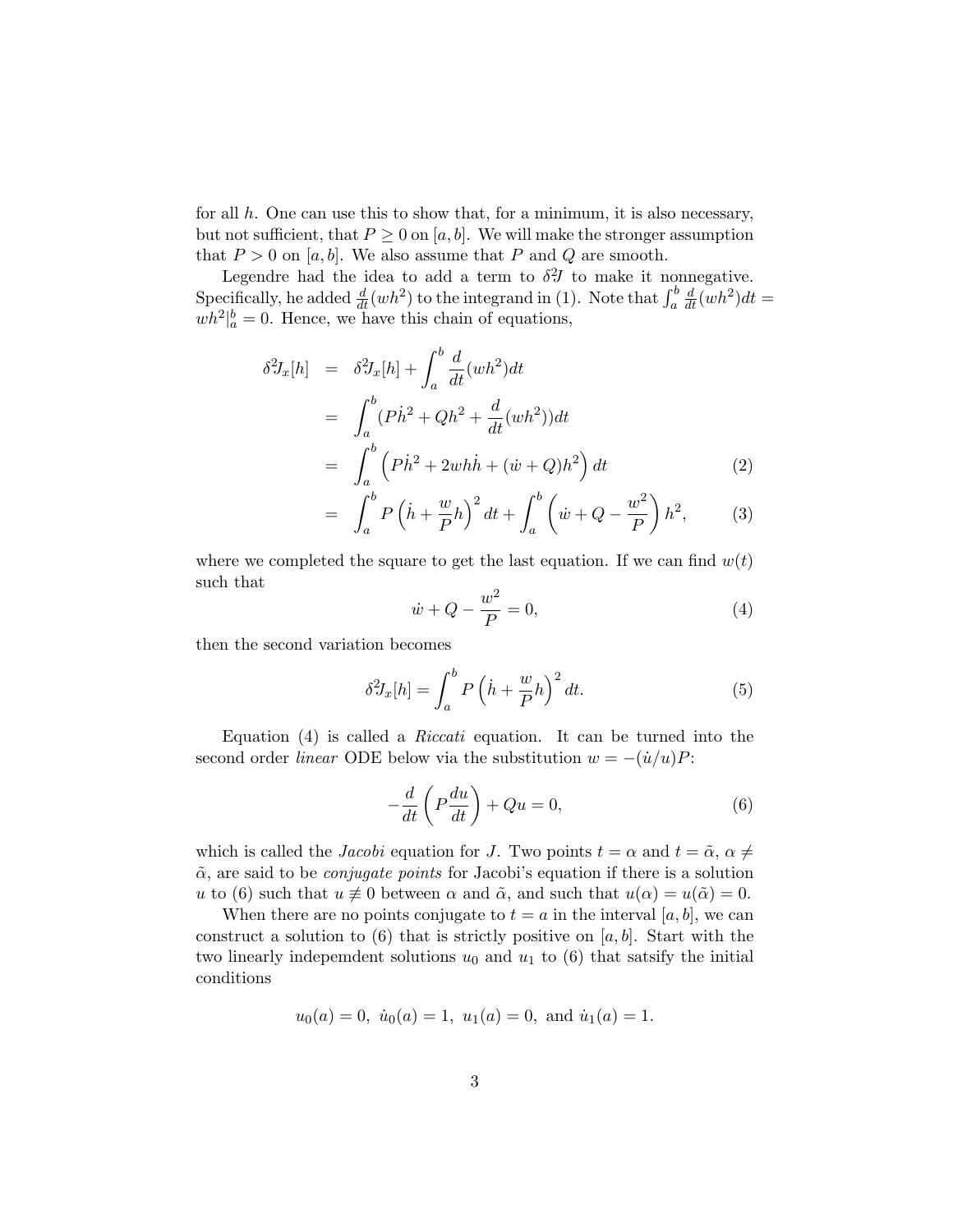for all $h$. One can use this to show that, for a minimum, it is also necessary, but not sufficient, that $P \geq 0$ on $[a, b]$. We will make the stronger assumption that $P > 0$ on $[a, b]$. We also assume that $P$ and $Q$ are smooth.

Legendre had the idea to add a term to $\delta^2 J$ to make it nonnegative. Specifically, he added $\frac{d}{dt}(wh^2)$ to the integrand in (1). Note that $\int_a^b \frac{d}{dt}(wh^2)dt = wh^2|_a^b = 0$. Hence, we have this chain of equations,

$$
\begin{aligned}
\delta^2 J_x[h] &= \delta^2 J_x[h] + \int_a^b \frac{d}{dt}(wh^2)dt \\
&= \int_a^b (P\dot{h}^2 + Qh^2 + \frac{d}{dt}(wh^2))dt \\
&= \int_a^b \left(P\dot{h}^2 + 2wh\dot{h} + (\dot{w} + Q)h^2\right) dt \qquad (2) \\
&= \int_a^b P\left(\dot{h} + \frac{w}{P}h\right)^2 dt + \int_a^b \left(\dot{w} + Q - \frac{w^2}{P}\right) h^2, \qquad (3)
\end{aligned}
$$

where we completed the square to get the last equation. If we can find $w(t)$ such that

$$
\dot{w} + Q - \frac{w^2}{P} = 0, \qquad (4)
$$

then the second variation becomes

$$
\delta^2 J_x[h] = \int_a^b P\left(\dot{h} + \frac{w}{P}h\right)^2 dt. \qquad (5)
$$

Equation (4) is called a *Riccati* equation. It can be turned into the second order *linear* ODE below via the substitution $w = -(\dot{u}/u)P$:

$$
-\frac{d}{dt}\left(P\frac{du}{dt}\right) + Qu = 0, \qquad (6)
$$

which is called the *Jacobi* equation for $J$. Two points $t = \alpha$ and $t = \tilde{\alpha}$, $\alpha \neq \tilde{\alpha}$, are said to be *conjugate points* for Jacobi's equation if there is a solution $u$ to (6) such that $u \not\equiv 0$ between $\alpha$ and $\tilde{\alpha}$, and such that $u(\alpha) = u(\tilde{\alpha}) = 0$.

When there are no points conjugate to $t = a$ in the interval $[a, b]$, we can construct a solution to (6) that is strictly positive on $[a, b]$. Start with the two linearly indepemdent solutions $u_0$ and $u_1$ to (6) that satsify the initial conditions

$$
u_0(a) = 0, \ \dot{u}_0(a) = 1, \ u_1(a) = 0, \text{ and } \dot{u}_1(a) = 1.
$$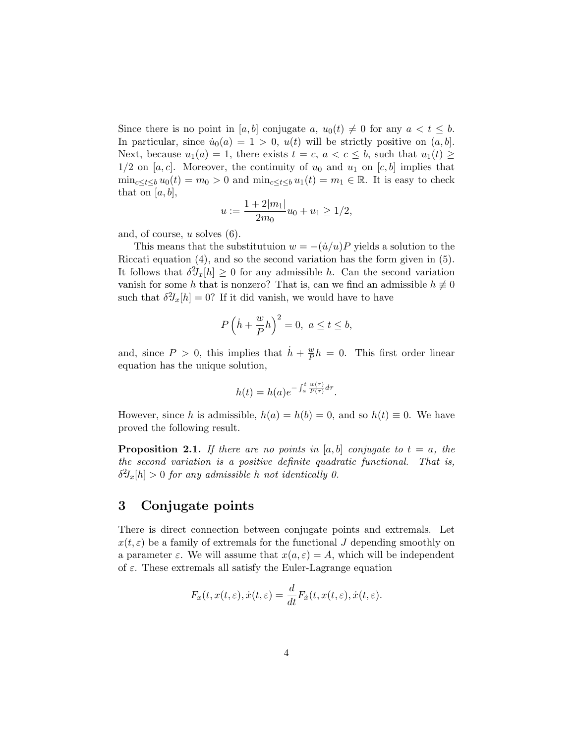Since there is no point in $[a, b]$ conjugate $a$, $u_0(t) \neq 0$ for any $a < t \leq b$. In particular, since $\dot{u}_0(a) = 1 > 0$, $u(t)$ will be strictly positive on $(a, b]$. Next, because $u_1(a) = 1$, there exists $t = c$, $a < c \leq b$, such that $u_1(t) \geq 1/2$ on $[a, c]$. Moreover, the continuity of $u_0$ and $u_1$ on $[c, b]$ implies that $\min_{c \leq t \leq b} u_0(t) = m_0 > 0$ and $\min_{c \leq t \leq b} u_1(t) = m_1 \in \mathbb{R}$. It is easy to check that on $[a, b]$,

$$u := \frac{1 + 2|m_1|}{2m_0} u_0 + u_1 \geq 1/2,$$

and, of course, $u$ solves (6).

This means that the substitutuion $w = -(\dot{u}/u)P$ yields a solution to the Riccati equation (4), and so the second variation has the form given in (5). It follows that $\delta^2 J_x[h] \geq 0$ for any admissible $h$. Can the second variation vanish for some $h$ that is nonzero? That is, can we find an admissible $h \not\equiv 0$ such that $\delta^2 J_x[h] = 0$? If it did vanish, we would have to have

$$P \left( \dot{h} + \frac{w}{P} h \right)^2 = 0, \ a \leq t \leq b,$$

and, since $P > 0$, this implies that $\dot{h} + \frac{w}{P} h = 0$. This first order linear equation has the unique solution,

$$h(t) = h(a) e^{-\int_a^t \frac{w(\tau)}{P(\tau)} d\tau}.$$

However, since $h$ is admissible, $h(a) = h(b) = 0$, and so $h(t) \equiv 0$. We have proved the following result.

**Proposition 2.1.** *If there are no points in $[a, b]$ conjugate to $t = a$, the the second variation is a positive definite quadratic functional. That is, $\delta^2 J_x[h] > 0$ for any admissible $h$ not identically 0.*

## 3 Conjugate points

There is direct connection between conjugate points and extremals. Let $x(t, \varepsilon)$ be a family of extremals for the functional $J$ depending smoothly on a parameter $\varepsilon$. We will assume that $x(a, \varepsilon) = A$, which will be independent of $\varepsilon$. These extremals all satisfy the Euler-Lagrange equation

$$F_x(t, x(t, \varepsilon), \dot{x}(t, \varepsilon)) = \frac{d}{dt} F_{\dot{x}}(t, x(t, \varepsilon), \dot{x}(t, \varepsilon)).$$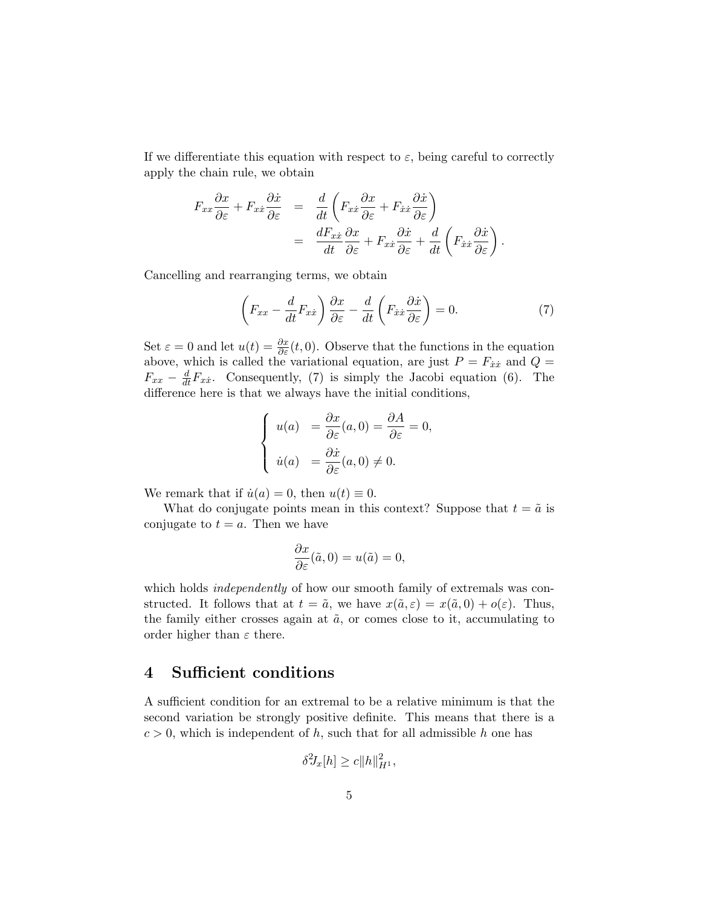If we differentiate this equation with respect to $\varepsilon$, being careful to correctly apply the chain rule, we obtain

$$
\begin{aligned}
F_{xx}\frac{\partial x}{\partial \varepsilon} + F_{x\dot{x}}\frac{\partial \dot{x}}{\partial \varepsilon} &= \frac{d}{dt}\left(F_{x\dot{x}}\frac{\partial x}{\partial \varepsilon} + F_{\dot{x}\dot{x}}\frac{\partial \dot{x}}{\partial \varepsilon}\right) \\
&= \frac{dF_{x\dot{x}}}{dt}\frac{\partial x}{\partial \varepsilon} + F_{x\dot{x}}\frac{\partial \dot{x}}{\partial \varepsilon} + \frac{d}{dt}\left(F_{\dot{x}\dot{x}}\frac{\partial \dot{x}}{\partial \varepsilon}\right).
\end{aligned}
$$

Cancelling and rearranging terms, we obtain

$$
\left(F_{xx} - \frac{d}{dt}F_{x\dot{x}}\right)\frac{\partial x}{\partial \varepsilon} - \frac{d}{dt}\left(F_{\dot{x}\dot{x}}\frac{\partial \dot{x}}{\partial \varepsilon}\right) = 0. \tag{7}
$$

Set $\varepsilon = 0$ and let $u(t) = \frac{\partial x}{\partial \varepsilon}(t, 0)$. Observe that the functions in the equation above, which is called the variational equation, are just $P = F_{\dot{x}\dot{x}}$ and $Q = F_{xx} - \frac{d}{dt}F_{x\dot{x}}$. Consequently, (7) is simply the Jacobi equation (6). The difference here is that we always have the initial conditions,

$$
\begin{cases}
u(a) &= \dfrac{\partial x}{\partial \varepsilon}(a, 0) = \dfrac{\partial A}{\partial \varepsilon} = 0, \\[2ex]
\dot{u}(a) &= \dfrac{\partial \dot{x}}{\partial \varepsilon}(a, 0) \neq 0.
\end{cases}
$$

We remark that if $\dot{u}(a) = 0$, then $u(t) \equiv 0$.

What do conjugate points mean in this context? Suppose that $t = \tilde{a}$ is conjugate to $t = a$. Then we have

$$
\frac{\partial x}{\partial \varepsilon}(\tilde{a}, 0) = u(\tilde{a}) = 0,
$$

which holds *independently* of how our smooth family of extremals was constructed. It follows that at $t = \tilde{a}$, we have $x(\tilde{a}, \varepsilon) = x(\tilde{a}, 0) + o(\varepsilon)$. Thus, the family either crosses again at $\tilde{a}$, or comes close to it, accumulating to order higher than $\varepsilon$ there.

## 4 Sufficient conditions

A sufficient condition for an extremal to be a relative minimum is that the second variation be strongly positive definite. This means that there is a $c > 0$, which is independent of $h$, such that for all admissible $h$ one has

$$
\delta^2 J_x[h] \geq c\|h\|_{H^1}^2,
$$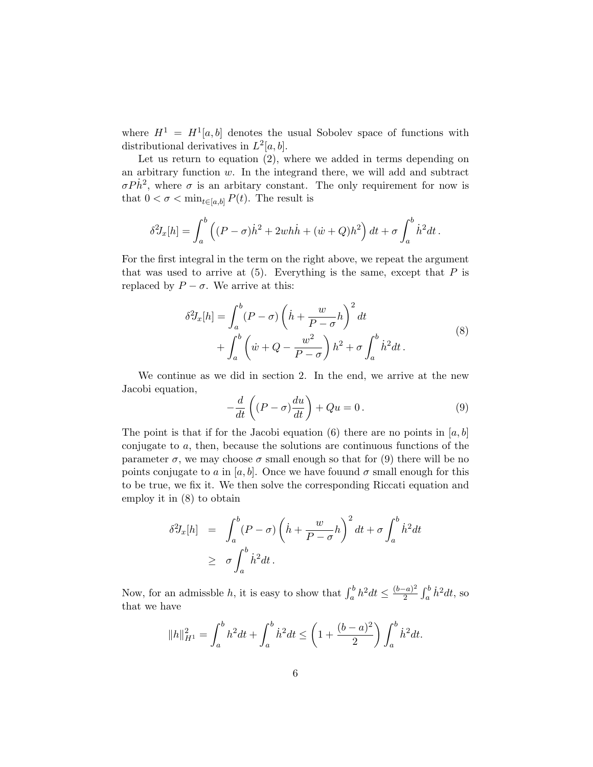where $H^1 = H^1[a,b]$ denotes the usual Sobolev space of functions with distributional derivatives in $L^2[a,b]$.

Let us return to equation (2), where we added in terms depending on an arbitrary function $w$. In the integrand there, we will add and subtract $\sigma P\dot{h}^2$, where $\sigma$ is an arbitary constant. The only requirement for now is that $0 < \sigma < \min_{t\in[a,b]} P(t)$. The result is

$$\delta^2 J_x[h] = \int_a^b \left((P-\sigma)\dot{h}^2 + 2wh\dot{h} + (\dot{w}+Q)h^2\right)dt + \sigma\int_a^b \dot{h}^2 dt\,.$$

For the first integral in the term on the right above, we repeat the argument that was used to arrive at (5). Everything is the same, except that $P$ is replaced by $P-\sigma$. We arrive at this:

$$\begin{aligned}\delta^2 J_x[h] &= \int_a^b (P-\sigma)\left(\dot{h} + \frac{w}{P-\sigma}h\right)^2 dt \\ &\quad + \int_a^b \left(\dot{w} + Q - \frac{w^2}{P-\sigma}\right)h^2 + \sigma\int_a^b \dot{h}^2 dt\,.\end{aligned} \tag{8}$$

We continue as we did in section 2. In the end, we arrive at the new Jacobi equation,

$$-\frac{d}{dt}\left((P-\sigma)\frac{du}{dt}\right) + Qu = 0\,. \tag{9}$$

The point is that if for the Jacobi equation (6) there are no points in $[a,b]$ conjugate to $a$, then, because the solutions are continuous functions of the parameter $\sigma$, we may choose $\sigma$ small enough so that for (9) there will be no points conjugate to $a$ in $[a,b]$. Once we have fouund $\sigma$ small enough for this to be true, we fix it. We then solve the corresponding Riccati equation and employ it in (8) to obtain

$$\begin{aligned}\delta^2 J_x[h] &= \int_a^b (P-\sigma)\left(\dot{h} + \frac{w}{P-\sigma}h\right)^2 dt + \sigma\int_a^b \dot{h}^2 dt \\ &\geq \sigma\int_a^b \dot{h}^2 dt\,.\end{aligned}$$

Now, for an admissble $h$, it is easy to show that $\int_a^b h^2 dt \leq \frac{(b-a)^2}{2}\int_a^b \dot{h}^2 dt$, so that we have

$$\|h\|_{H^1}^2 = \int_a^b h^2 dt + \int_a^b \dot{h}^2 dt \leq \left(1 + \frac{(b-a)^2}{2}\right)\int_a^b \dot{h}^2 dt.$$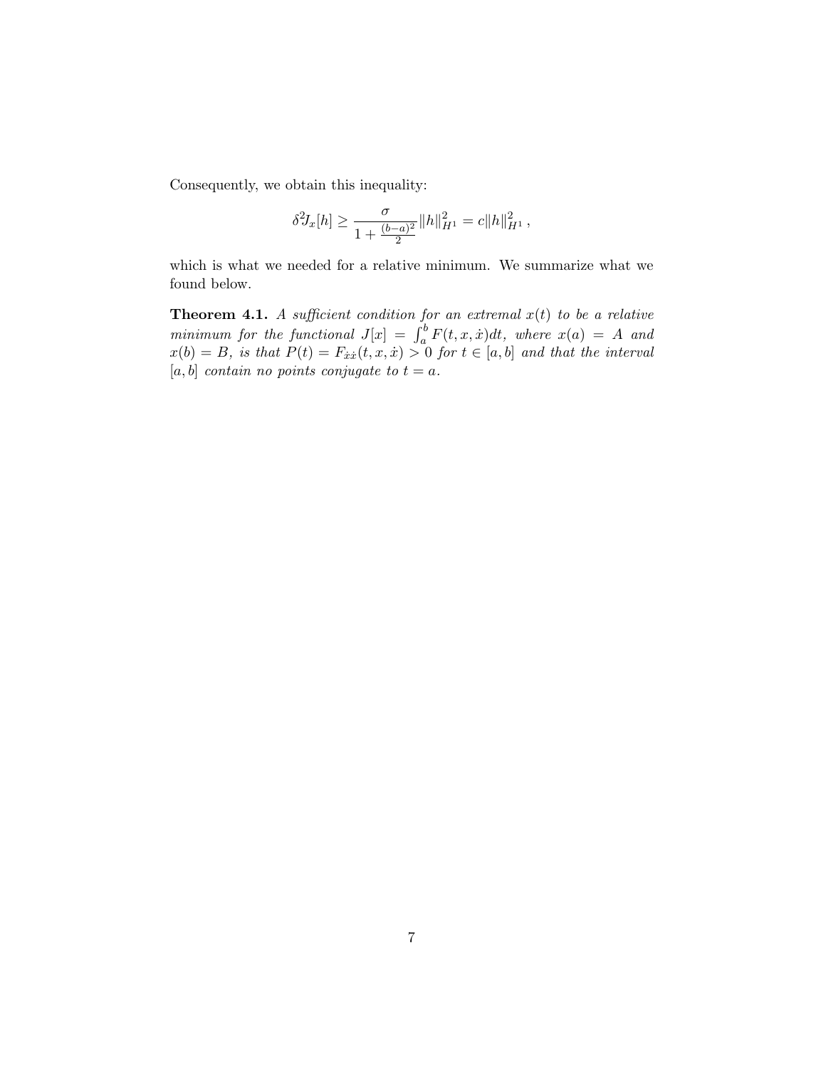Consequently, we obtain this inequality:

$$\delta^2 J_x[h] \geq \frac{\sigma}{1 + \frac{(b-a)^2}{2}} \|h\|_{H^1}^2 = c\|h\|_{H^1}^2 ,$$

which is what we needed for a relative minimum. We summarize what we found below.

**Theorem 4.1.** *A sufficient condition for an extremal $x(t)$ to be a relative minimum for the functional $J[x] = \int_a^b F(t, x, \dot{x})dt$, where $x(a) = A$ and $x(b) = B$, is that $P(t) = F_{\dot{x}\dot{x}}(t, x, \dot{x}) > 0$ for $t \in [a, b]$ and that the interval $[a, b]$ contain no points conjugate to $t = a$.*